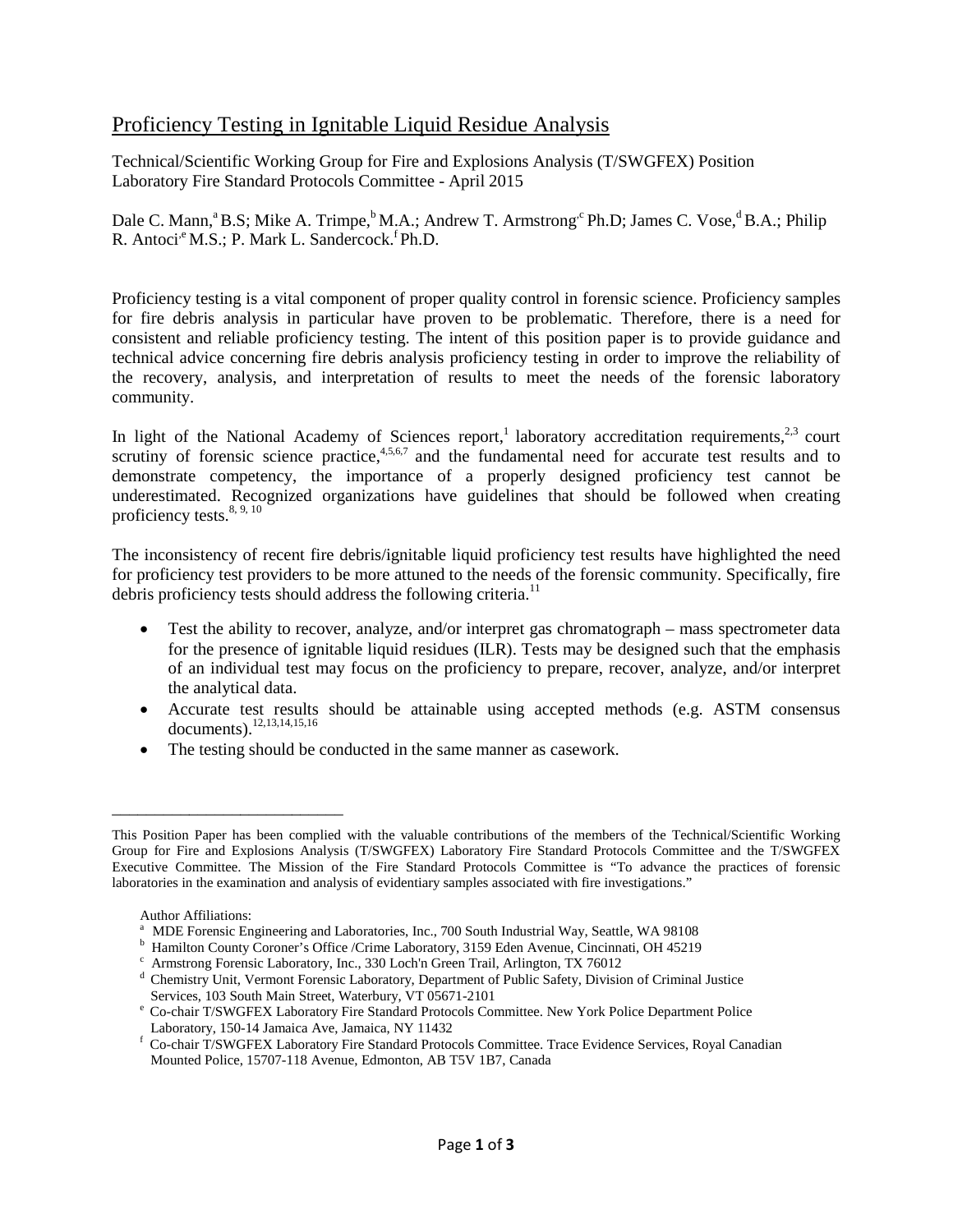# Proficiency Testing in Ignitable Liquid Residue Analysis

Technical/Scientific Working Group for Fire and Explosions Analysis (T/SWGFEX) Position
Laboratory Fire Standard Protocols Committee - April 2015

Dale C. Mann,[a] B.S; Mike A. Trimpe,[b] M.A.; Andrew T. Armstrong,[c] Ph.D; James C. Vose,[d] B.A.; Philip R. Antoci,[e] M.S.; P. Mark L. Sandercock.[f] Ph.D.

Proficiency testing is a vital component of proper quality control in forensic science. Proficiency samples for fire debris analysis in particular have proven to be problematic. Therefore, there is a need for consistent and reliable proficiency testing. The intent of this position paper is to provide guidance and technical advice concerning fire debris analysis proficiency testing in order to improve the reliability of the recovery, analysis, and interpretation of results to meet the needs of the forensic laboratory community.

In light of the National Academy of Sciences report,[1] laboratory accreditation requirements,[2,3] court scrutiny of forensic science practice,[4,5,6,7] and the fundamental need for accurate test results and to demonstrate competency, the importance of a properly designed proficiency test cannot be underestimated. Recognized organizations have guidelines that should be followed when creating proficiency tests.[8, 9, 10]

The inconsistency of recent fire debris/ignitable liquid proficiency test results have highlighted the need for proficiency test providers to be more attuned to the needs of the forensic community. Specifically, fire debris proficiency tests should address the following criteria.[11]

- Test the ability to recover, analyze, and/or interpret gas chromatograph – mass spectrometer data for the presence of ignitable liquid residues (ILR). Tests may be designed such that the emphasis of an individual test may focus on the proficiency to prepare, recover, analyze, and/or interpret the analytical data.
- Accurate test results should be attainable using accepted methods (e.g. ASTM consensus documents).[12,13,14,15,16]
- The testing should be conducted in the same manner as casework.

---

This Position Paper has been complied with the valuable contributions of the members of the Technical/Scientific Working Group for Fire and Explosions Analysis (T/SWGFEX) Laboratory Fire Standard Protocols Committee and the T/SWGFEX Executive Committee. The Mission of the Fire Standard Protocols Committee is "To advance the practices of forensic laboratories in the examination and analysis of evidentiary samples associated with fire investigations."

Author Affiliations:

[a] MDE Forensic Engineering and Laboratories, Inc., 700 South Industrial Way, Seattle, WA 98108
[b] Hamilton County Coroner's Office /Crime Laboratory, 3159 Eden Avenue, Cincinnati, OH 45219
[c] Armstrong Forensic Laboratory, Inc., 330 Loch'n Green Trail, Arlington, TX 76012
[d] Chemistry Unit, Vermont Forensic Laboratory, Department of Public Safety, Division of Criminal Justice Services, 103 South Main Street, Waterbury, VT 05671-2101
[e] Co-chair T/SWGFEX Laboratory Fire Standard Protocols Committee. New York Police Department Police Laboratory, 150-14 Jamaica Ave, Jamaica, NY 11432
[f] Co-chair T/SWGFEX Laboratory Fire Standard Protocols Committee. Trace Evidence Services, Royal Canadian Mounted Police, 15707-118 Avenue, Edmonton, AB T5V 1B7, Canada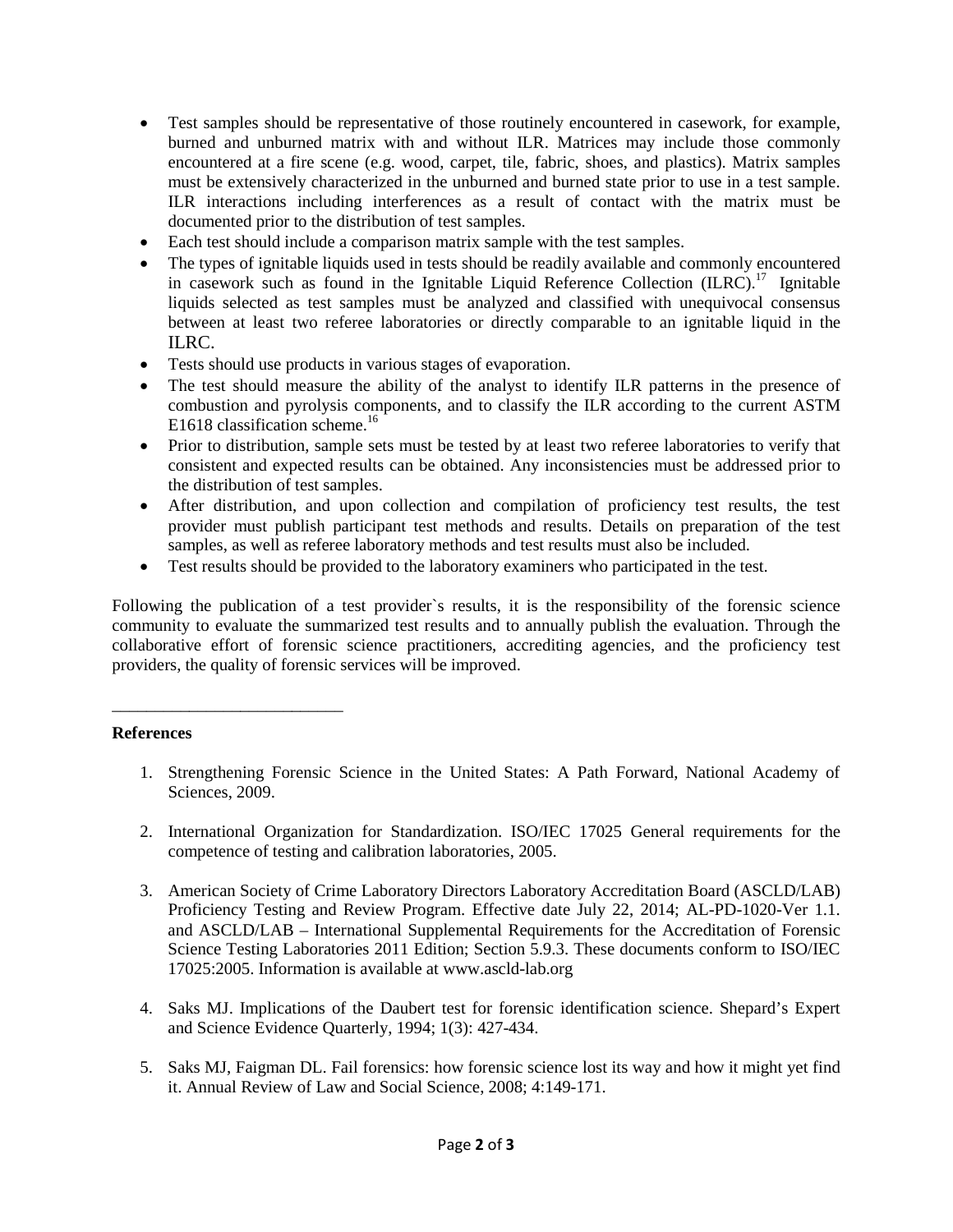- Test samples should be representative of those routinely encountered in casework, for example, burned and unburned matrix with and without ILR. Matrices may include those commonly encountered at a fire scene (e.g. wood, carpet, tile, fabric, shoes, and plastics). Matrix samples must be extensively characterized in the unburned and burned state prior to use in a test sample. ILR interactions including interferences as a result of contact with the matrix must be documented prior to the distribution of test samples.
- Each test should include a comparison matrix sample with the test samples.
- The types of ignitable liquids used in tests should be readily available and commonly encountered in casework such as found in the Ignitable Liquid Reference Collection (ILRC).[17] Ignitable liquids selected as test samples must be analyzed and classified with unequivocal consensus between at least two referee laboratories or directly comparable to an ignitable liquid in the ILRC.
- Tests should use products in various stages of evaporation.
- The test should measure the ability of the analyst to identify ILR patterns in the presence of combustion and pyrolysis components, and to classify the ILR according to the current ASTM E1618 classification scheme.[16]
- Prior to distribution, sample sets must be tested by at least two referee laboratories to verify that consistent and expected results can be obtained. Any inconsistencies must be addressed prior to the distribution of test samples.
- After distribution, and upon collection and compilation of proficiency test results, the test provider must publish participant test methods and results. Details on preparation of the test samples, as well as referee laboratory methods and test results must also be included.
- Test results should be provided to the laboratory examiners who participated in the test.

Following the publication of a test provider`s results, it is the responsibility of the forensic science community to evaluate the summarized test results and to annually publish the evaluation. Through the collaborative effort of forensic science practitioners, accrediting agencies, and the proficiency test providers, the quality of forensic services will be improved.

---

**References**

1. Strengthening Forensic Science in the United States: A Path Forward, National Academy of Sciences, 2009.

2. International Organization for Standardization. ISO/IEC 17025 General requirements for the competence of testing and calibration laboratories, 2005.

3. American Society of Crime Laboratory Directors Laboratory Accreditation Board (ASCLD/LAB) Proficiency Testing and Review Program. Effective date July 22, 2014; AL-PD-1020-Ver 1.1. and ASCLD/LAB – International Supplemental Requirements for the Accreditation of Forensic Science Testing Laboratories 2011 Edition; Section 5.9.3. These documents conform to ISO/IEC 17025:2005. Information is available at www.ascld-lab.org

4. Saks MJ. Implications of the Daubert test for forensic identification science. Shepard's Expert and Science Evidence Quarterly, 1994; 1(3): 427-434.

5. Saks MJ, Faigman DL. Fail forensics: how forensic science lost its way and how it might yet find it. Annual Review of Law and Social Science, 2008; 4:149-171.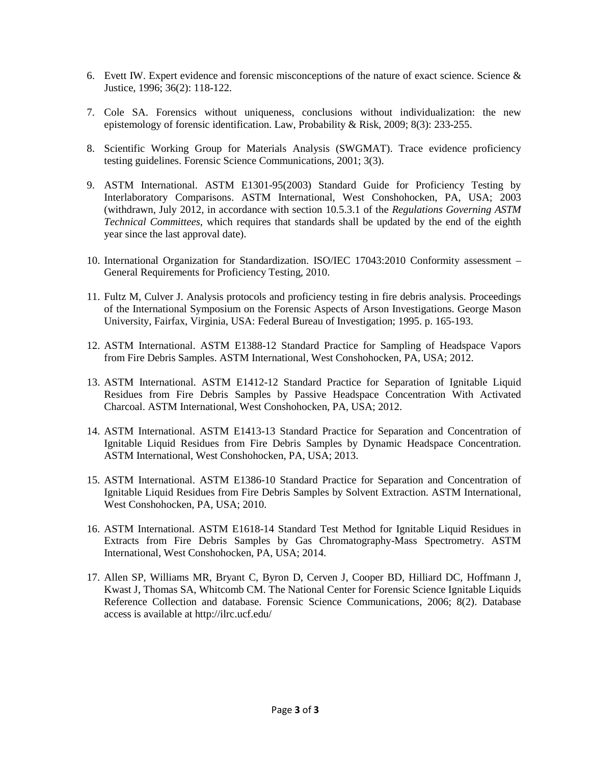6. Evett IW. Expert evidence and forensic misconceptions of the nature of exact science. Science & Justice, 1996; 36(2): 118-122.

7. Cole SA. Forensics without uniqueness, conclusions without individualization: the new epistemology of forensic identification. Law, Probability & Risk, 2009; 8(3): 233-255.

8. Scientific Working Group for Materials Analysis (SWGMAT). Trace evidence proficiency testing guidelines. Forensic Science Communications, 2001; 3(3).

9. ASTM International. ASTM E1301-95(2003) Standard Guide for Proficiency Testing by Interlaboratory Comparisons. ASTM International, West Conshohocken, PA, USA; 2003 (withdrawn, July 2012, in accordance with section 10.5.3.1 of the *Regulations Governing ASTM Technical Committees*, which requires that standards shall be updated by the end of the eighth year since the last approval date).

10. International Organization for Standardization. ISO/IEC 17043:2010 Conformity assessment – General Requirements for Proficiency Testing, 2010.

11. Fultz M, Culver J. Analysis protocols and proficiency testing in fire debris analysis. Proceedings of the International Symposium on the Forensic Aspects of Arson Investigations. George Mason University, Fairfax, Virginia, USA: Federal Bureau of Investigation; 1995. p. 165-193.

12. ASTM International. ASTM E1388-12 Standard Practice for Sampling of Headspace Vapors from Fire Debris Samples. ASTM International, West Conshohocken, PA, USA; 2012.

13. ASTM International. ASTM E1412-12 Standard Practice for Separation of Ignitable Liquid Residues from Fire Debris Samples by Passive Headspace Concentration With Activated Charcoal. ASTM International, West Conshohocken, PA, USA; 2012.

14. ASTM International. ASTM E1413-13 Standard Practice for Separation and Concentration of Ignitable Liquid Residues from Fire Debris Samples by Dynamic Headspace Concentration. ASTM International, West Conshohocken, PA, USA; 2013.

15. ASTM International. ASTM E1386-10 Standard Practice for Separation and Concentration of Ignitable Liquid Residues from Fire Debris Samples by Solvent Extraction. ASTM International, West Conshohocken, PA, USA; 2010.

16. ASTM International. ASTM E1618-14 Standard Test Method for Ignitable Liquid Residues in Extracts from Fire Debris Samples by Gas Chromatography-Mass Spectrometry. ASTM International, West Conshohocken, PA, USA; 2014.

17. Allen SP, Williams MR, Bryant C, Byron D, Cerven J, Cooper BD, Hilliard DC, Hoffmann J, Kwast J, Thomas SA, Whitcomb CM. The National Center for Forensic Science Ignitable Liquids Reference Collection and database. Forensic Science Communications, 2006; 8(2). Database access is available at http://ilrc.ucf.edu/